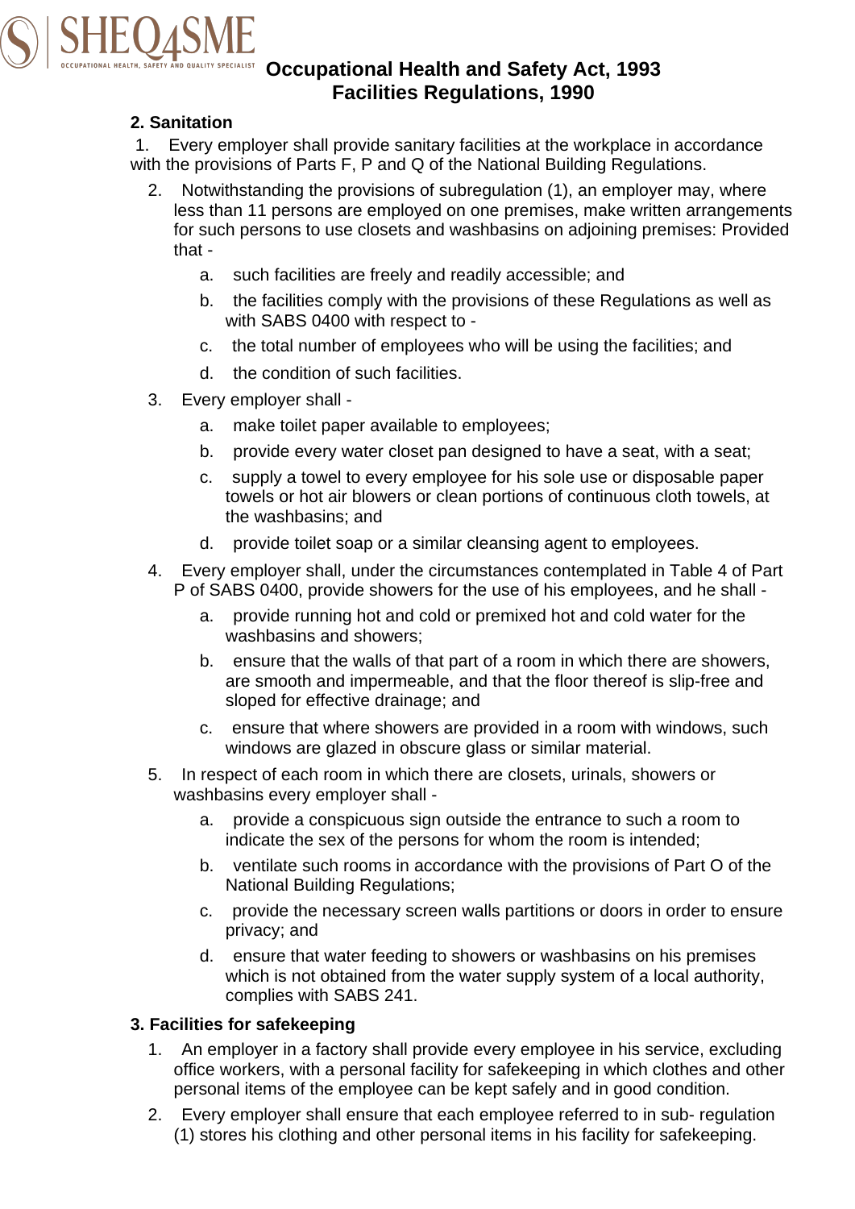# Occupational Health and Safety Act, 1993
# Facilities Regulations, 1990

## 2. Sanitation

1. Every employer shall provide sanitary facilities at the workplace in accordance with the provisions of Parts F, P and Q of the National Building Regulations.
2. Notwithstanding the provisions of subregulation (1), an employer may, where less than 11 persons are employed on one premises, make written arrangements for such persons to use closets and washbasins on adjoining premises: Provided that -
   a. such facilities are freely and readily accessible; and
   b. the facilities comply with the provisions of these Regulations as well as with SABS 0400 with respect to -
   c. the total number of employees who will be using the facilities; and
   d. the condition of such facilities.
3. Every employer shall -
   a. make toilet paper available to employees;
   b. provide every water closet pan designed to have a seat, with a seat;
   c. supply a towel to every employee for his sole use or disposable paper towels or hot air blowers or clean portions of continuous cloth towels, at the washbasins; and
   d. provide toilet soap or a similar cleansing agent to employees.
4. Every employer shall, under the circumstances contemplated in Table 4 of Part P of SABS 0400, provide showers for the use of his employees, and he shall -
   a. provide running hot and cold or premixed hot and cold water for the washbasins and showers;
   b. ensure that the walls of that part of a room in which there are showers, are smooth and impermeable, and that the floor thereof is slip-free and sloped for effective drainage; and
   c. ensure that where showers are provided in a room with windows, such windows are glazed in obscure glass or similar material.
5. In respect of each room in which there are closets, urinals, showers or washbasins every employer shall -
   a. provide a conspicuous sign outside the entrance to such a room to indicate the sex of the persons for whom the room is intended;
   b. ventilate such rooms in accordance with the provisions of Part O of the National Building Regulations;
   c. provide the necessary screen walls partitions or doors in order to ensure privacy; and
   d. ensure that water feeding to showers or washbasins on his premises which is not obtained from the water supply system of a local authority, complies with SABS 241.

## 3. Facilities for safekeeping

1. An employer in a factory shall provide every employee in his service, excluding office workers, with a personal facility for safekeeping in which clothes and other personal items of the employee can be kept safely and in good condition.
2. Every employer shall ensure that each employee referred to in sub- regulation (1) stores his clothing and other personal items in his facility for safekeeping.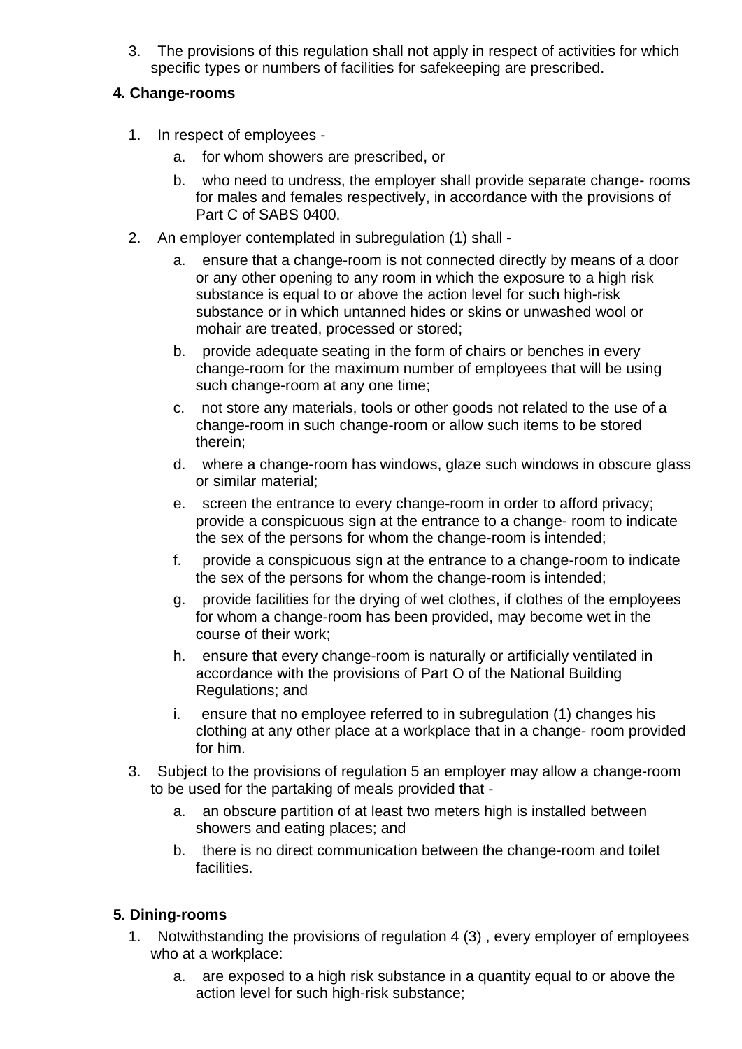3. The provisions of this regulation shall not apply in respect of activities for which specific types or numbers of facilities for safekeeping are prescribed.

**4. Change-rooms**

1. In respect of employees -
   a. for whom showers are prescribed, or
   b. who need to undress, the employer shall provide separate change- rooms for males and females respectively, in accordance with the provisions of Part C of SABS 0400.
2. An employer contemplated in subregulation (1) shall -
   a. ensure that a change-room is not connected directly by means of a door or any other opening to any room in which the exposure to a high risk substance is equal to or above the action level for such high-risk substance or in which untanned hides or skins or unwashed wool or mohair are treated, processed or stored;
   b. provide adequate seating in the form of chairs or benches in every change-room for the maximum number of employees that will be using such change-room at any one time;
   c. not store any materials, tools or other goods not related to the use of a change-room in such change-room or allow such items to be stored therein;
   d. where a change-room has windows, glaze such windows in obscure glass or similar material;
   e. screen the entrance to every change-room in order to afford privacy; provide a conspicuous sign at the entrance to a change- room to indicate the sex of the persons for whom the change-room is intended;
   f. provide a conspicuous sign at the entrance to a change-room to indicate the sex of the persons for whom the change-room is intended;
   g. provide facilities for the drying of wet clothes, if clothes of the employees for whom a change-room has been provided, may become wet in the course of their work;
   h. ensure that every change-room is naturally or artificially ventilated in accordance with the provisions of Part O of the National Building Regulations; and
   i. ensure that no employee referred to in subregulation (1) changes his clothing at any other place at a workplace that in a change- room provided for him.
3. Subject to the provisions of regulation 5 an employer may allow a change-room to be used for the partaking of meals provided that -
   a. an obscure partition of at least two meters high is installed between showers and eating places; and
   b. there is no direct communication between the change-room and toilet facilities.

**5. Dining-rooms**

1. Notwithstanding the provisions of regulation 4 (3) , every employer of employees who at a workplace:
   a. are exposed to a high risk substance in a quantity equal to or above the action level for such high-risk substance;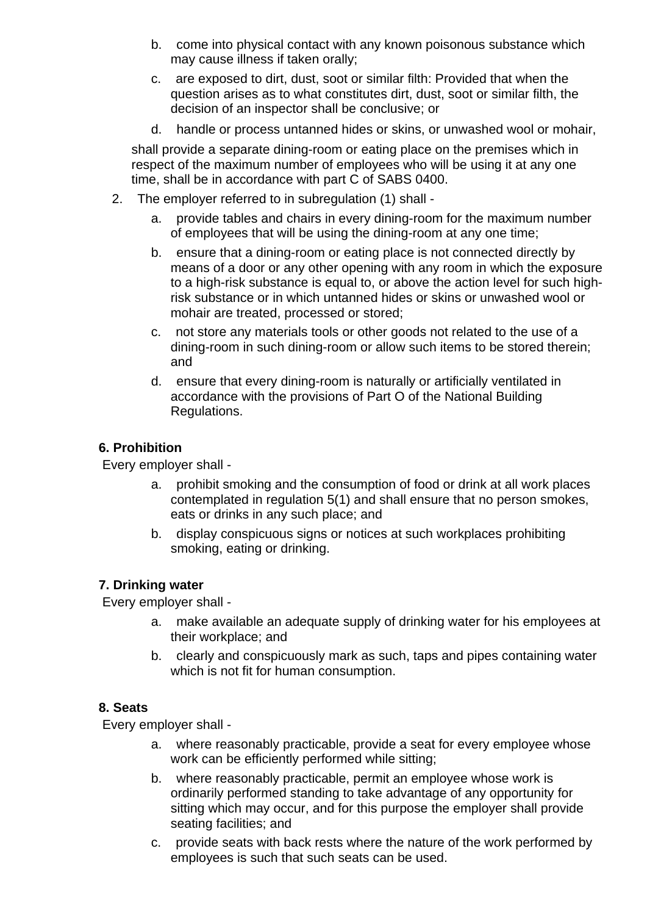b. come into physical contact with any known poisonous substance which may cause illness if taken orally;

c. are exposed to dirt, dust, soot or similar filth: Provided that when the question arises as to what constitutes dirt, dust, soot or similar filth, the decision of an inspector shall be conclusive; or

d. handle or process untanned hides or skins, or unwashed wool or mohair,

shall provide a separate dining-room or eating place on the premises which in respect of the maximum number of employees who will be using it at any one time, shall be in accordance with part C of SABS 0400.

2. The employer referred to in subregulation (1) shall -

   a. provide tables and chairs in every dining-room for the maximum number of employees that will be using the dining-room at any one time;

   b. ensure that a dining-room or eating place is not connected directly by means of a door or any other opening with any room in which the exposure to a high-risk substance is equal to, or above the action level for such high-risk substance or in which untanned hides or skins or unwashed wool or mohair are treated, processed or stored;

   c. not store any materials tools or other goods not related to the use of a dining-room in such dining-room or allow such items to be stored therein; and

   d. ensure that every dining-room is naturally or artificially ventilated in accordance with the provisions of Part O of the National Building Regulations.

**6. Prohibition**

Every employer shall -

a. prohibit smoking and the consumption of food or drink at all work places contemplated in regulation 5(1) and shall ensure that no person smokes, eats or drinks in any such place; and

b. display conspicuous signs or notices at such workplaces prohibiting smoking, eating or drinking.

**7. Drinking water**

Every employer shall -

a. make available an adequate supply of drinking water for his employees at their workplace; and

b. clearly and conspicuously mark as such, taps and pipes containing water which is not fit for human consumption.

**8. Seats**

Every employer shall -

a. where reasonably practicable, provide a seat for every employee whose work can be efficiently performed while sitting;

b. where reasonably practicable, permit an employee whose work is ordinarily performed standing to take advantage of any opportunity for sitting which may occur, and for this purpose the employer shall provide seating facilities; and

c. provide seats with back rests where the nature of the work performed by employees is such that such seats can be used.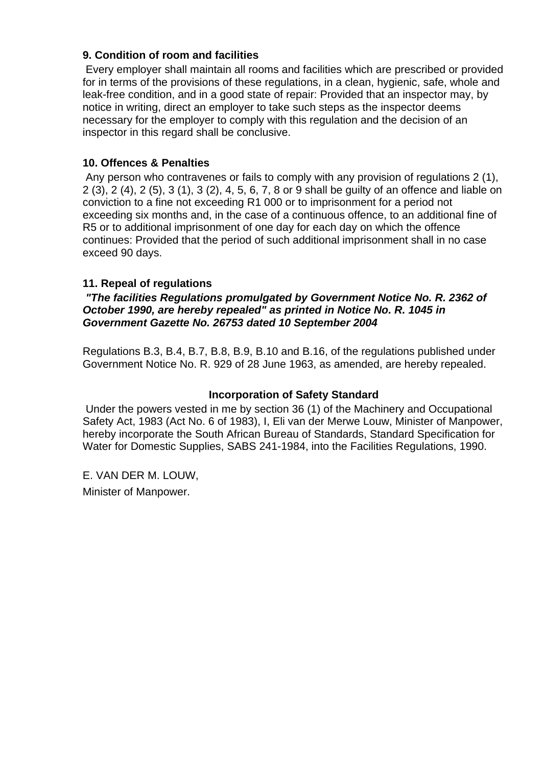### 9. Condition of room and facilities

Every employer shall maintain all rooms and facilities which are prescribed or provided for in terms of the provisions of these regulations, in a clean, hygienic, safe, whole and leak-free condition, and in a good state of repair: Provided that an inspector may, by notice in writing, direct an employer to take such steps as the inspector deems necessary for the employer to comply with this regulation and the decision of an inspector in this regard shall be conclusive.

### 10. Offences & Penalties

Any person who contravenes or fails to comply with any provision of regulations 2 (1), 2 (3), 2 (4), 2 (5), 3 (1), 3 (2), 4, 5, 6, 7, 8 or 9 shall be guilty of an offence and liable on conviction to a fine not exceeding R1 000 or to imprisonment for a period not exceeding six months and, in the case of a continuous offence, to an additional fine of R5 or to additional imprisonment of one day for each day on which the offence continues: Provided that the period of such additional imprisonment shall in no case exceed 90 days.

### 11. Repeal of regulations

***"The facilities Regulations promulgated by Government Notice No. R. 2362 of October 1990, are hereby repealed" as printed in Notice No. R. 1045 in Government Gazette No. 26753 dated 10 September 2004***

Regulations B.3, B.4, B.7, B.8, B.9, B.10 and B.16, of the regulations published under Government Notice No. R. 929 of 28 June 1963, as amended, are hereby repealed.

**Incorporation of Safety Standard**

Under the powers vested in me by section 36 (1) of the Machinery and Occupational Safety Act, 1983 (Act No. 6 of 1983), I, Eli van der Merwe Louw, Minister of Manpower, hereby incorporate the South African Bureau of Standards, Standard Specification for Water for Domestic Supplies, SABS 241-1984, into the Facilities Regulations, 1990.

E. VAN DER M. LOUW,

Minister of Manpower.